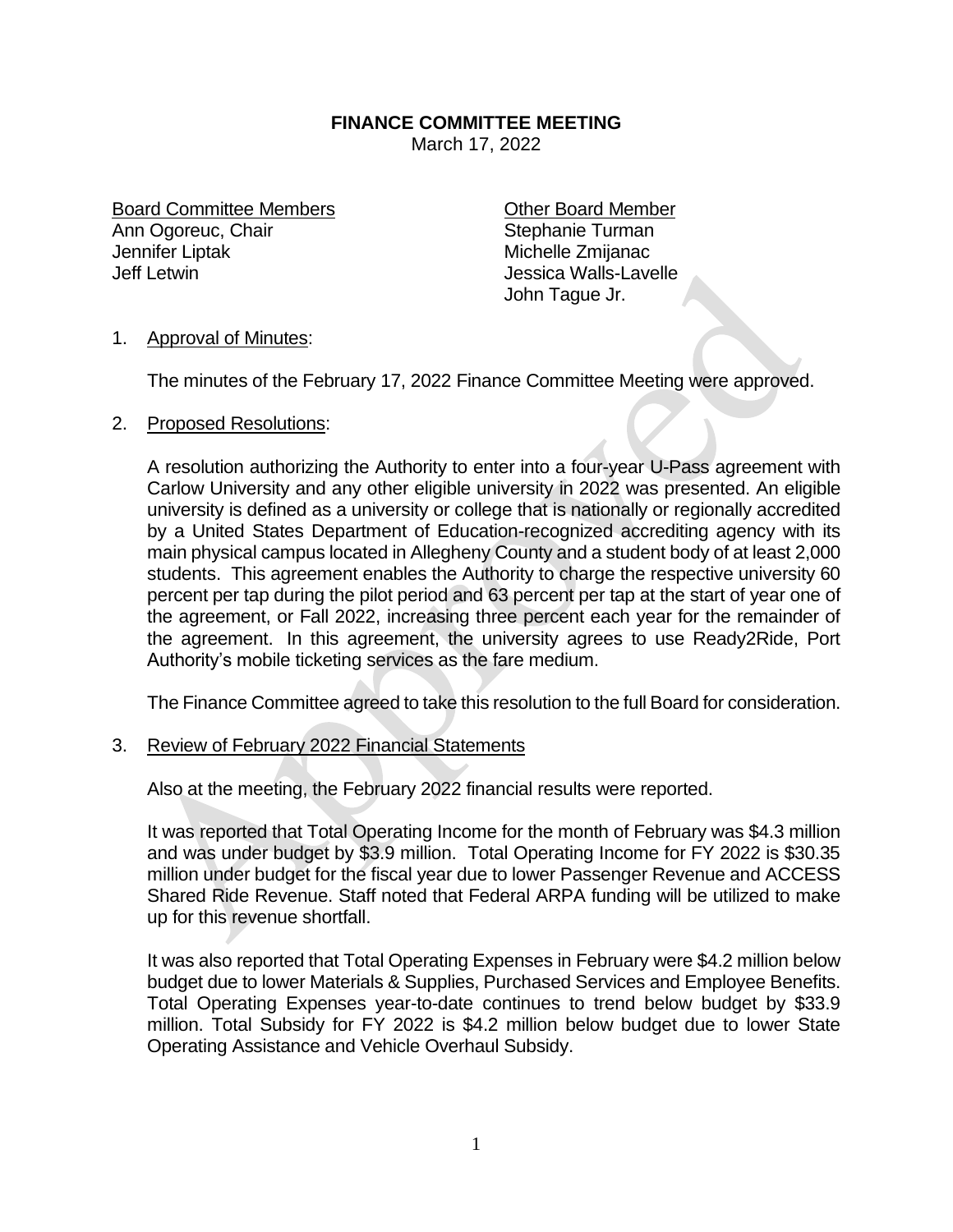# FINANCE COMMITTEE MEETING

March 17, 2022

| Board Committee Members | Other Board Member |
|---|---|
| Ann Ogoreuc, Chair | Stephanie Turman |
| Jennifer Liptak | Michelle Zmijanac |
| Jeff Letwin | Jessica Walls-Lavelle |
| | John Tague Jr. |

1. Approval of Minutes:

   The minutes of the February 17, 2022 Finance Committee Meeting were approved.

2. Proposed Resolutions:

   A resolution authorizing the Authority to enter into a four-year U-Pass agreement with Carlow University and any other eligible university in 2022 was presented. An eligible university is defined as a university or college that is nationally or regionally accredited by a United States Department of Education-recognized accrediting agency with its main physical campus located in Allegheny County and a student body of at least 2,000 students. This agreement enables the Authority to charge the respective university 60 percent per tap during the pilot period and 63 percent per tap at the start of year one of the agreement, or Fall 2022, increasing three percent each year for the remainder of the agreement. In this agreement, the university agrees to use Ready2Ride, Port Authority's mobile ticketing services as the fare medium.

   The Finance Committee agreed to take this resolution to the full Board for consideration.

3. Review of February 2022 Financial Statements

   Also at the meeting, the February 2022 financial results were reported.

   It was reported that Total Operating Income for the month of February was $4.3 million and was under budget by $3.9 million. Total Operating Income for FY 2022 is $30.35 million under budget for the fiscal year due to lower Passenger Revenue and ACCESS Shared Ride Revenue. Staff noted that Federal ARPA funding will be utilized to make up for this revenue shortfall.

   It was also reported that Total Operating Expenses in February were $4.2 million below budget due to lower Materials & Supplies, Purchased Services and Employee Benefits. Total Operating Expenses year-to-date continues to trend below budget by $33.9 million. Total Subsidy for FY 2022 is $4.2 million below budget due to lower State Operating Assistance and Vehicle Overhaul Subsidy.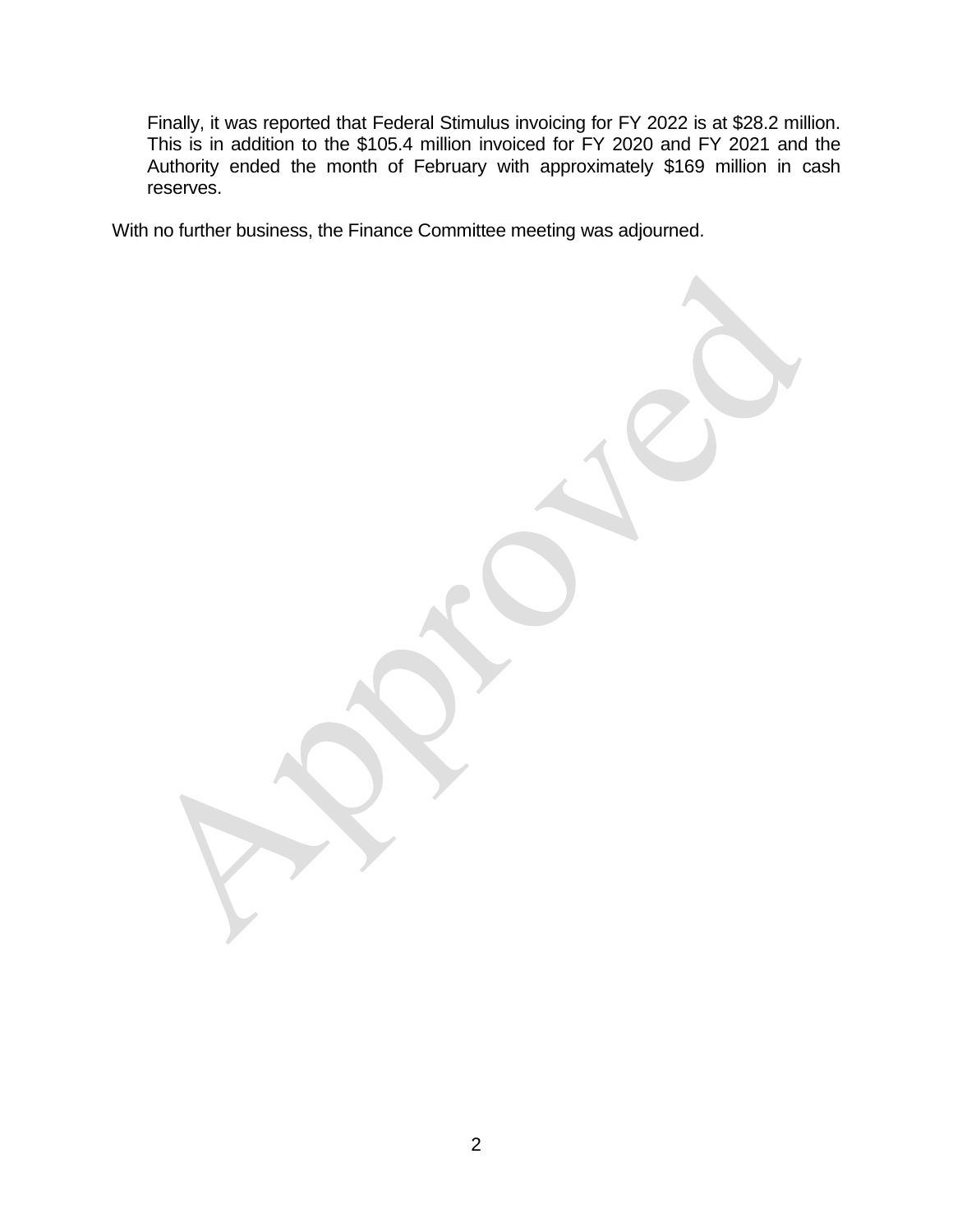Finally, it was reported that Federal Stimulus invoicing for FY 2022 is at $28.2 million. This is in addition to the $105.4 million invoiced for FY 2020 and FY 2021 and the Authority ended the month of February with approximately $169 million in cash reserves.

With no further business, the Finance Committee meeting was adjourned.